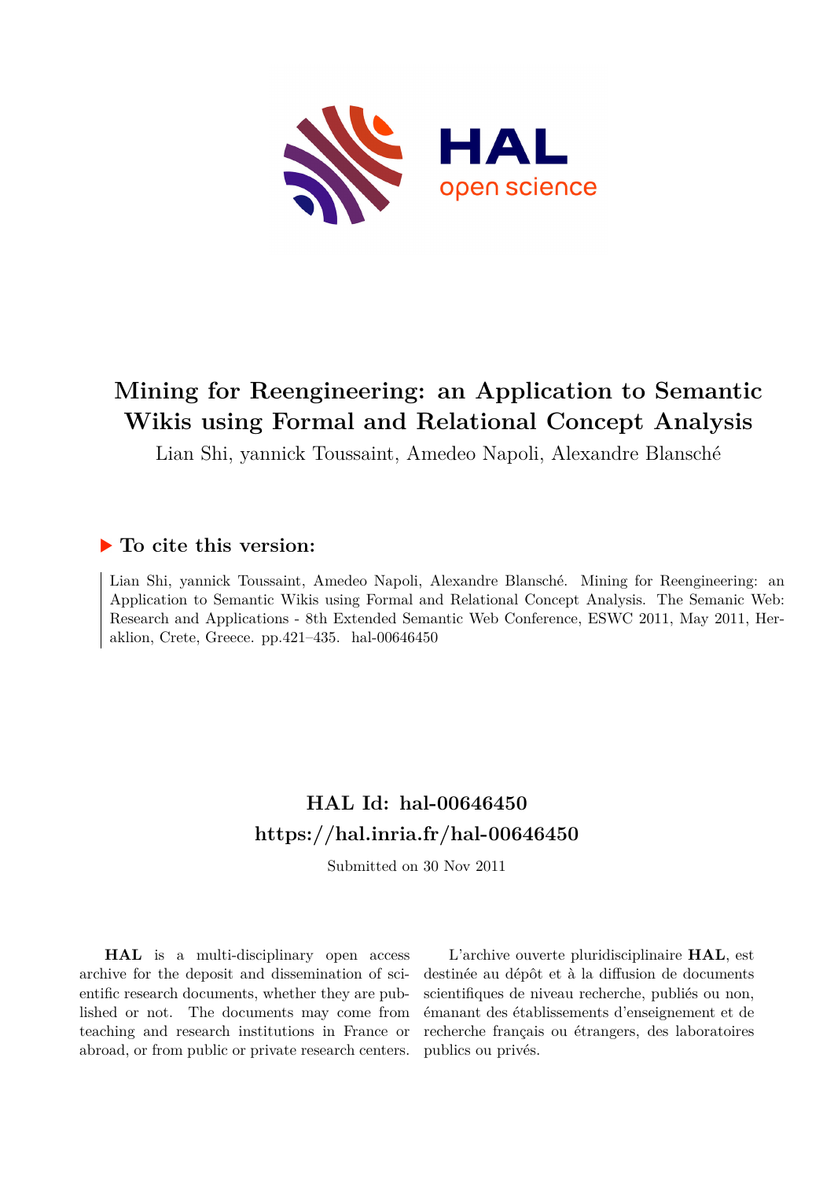# Mining for Reengineering: an Application to Semantic Wikis using Formal and Relational Concept Analysis

Lian Shi, yannick Toussaint, Amedeo Napoli, Alexandre Blansché

## ▶ To cite this version:

Lian Shi, yannick Toussaint, Amedeo Napoli, Alexandre Blansché. Mining for Reengineering: an Application to Semantic Wikis using Formal and Relational Concept Analysis. The Semantic Web: Research and Applications - 8th Extended Semantic Web Conference, ESWC 2011, May 2011, Heraklion, Crete, Greece. pp.421–435. hal-00646450

## HAL Id: hal-00646450
## https://hal.inria.fr/hal-00646450

Submitted on 30 Nov 2011

**HAL** is a multi-disciplinary open access archive for the deposit and dissemination of scientific research documents, whether they are published or not. The documents may come from teaching and research institutions in France or abroad, or from public or private research centers.

L'archive ouverte pluridisciplinaire **HAL**, est destinée au dépôt et à la diffusion de documents scientifiques de niveau recherche, publiés ou non, émanant des établissements d'enseignement et de recherche français ou étrangers, des laboratoires publics ou privés.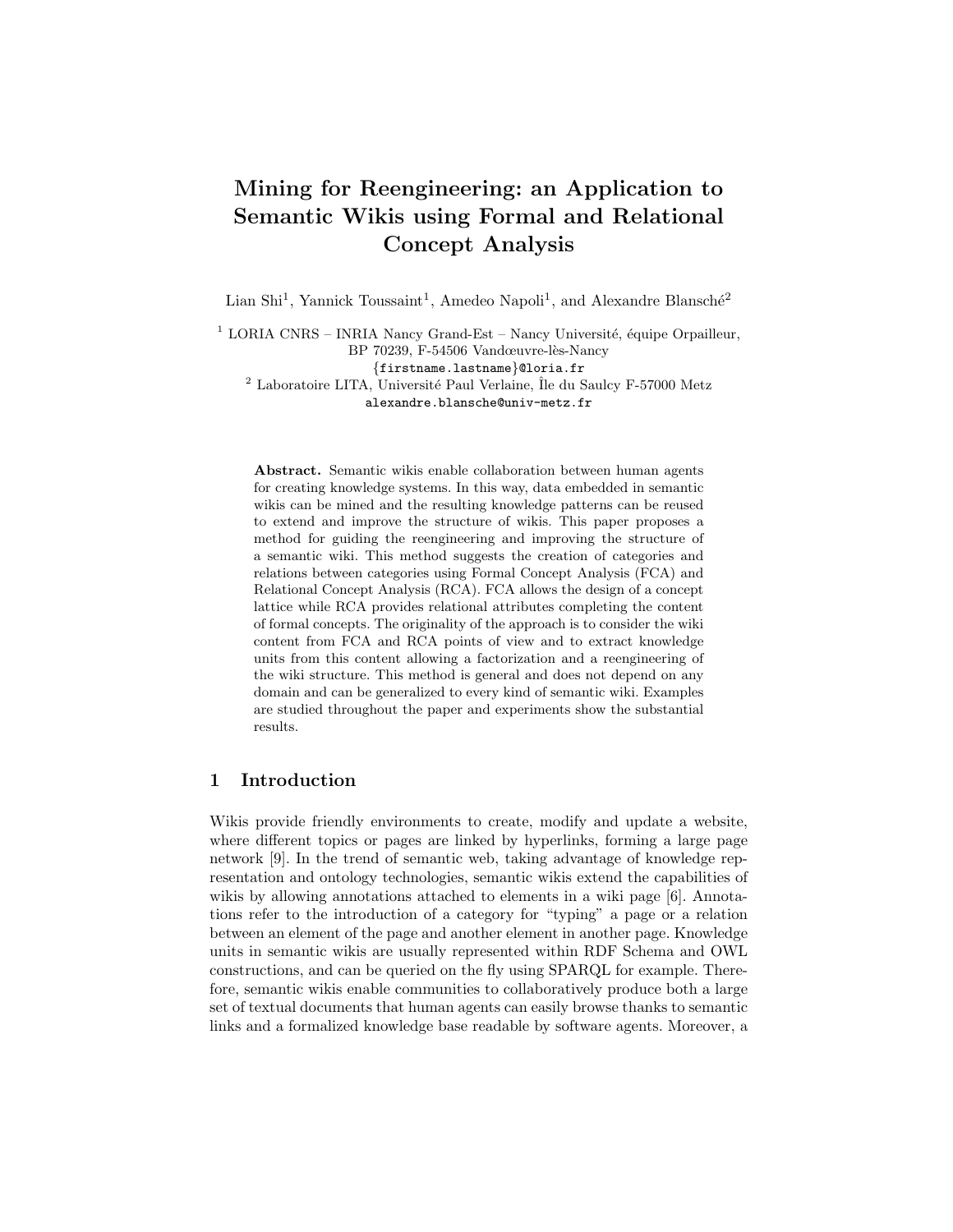# Mining for Reengineering: an Application to Semantic Wikis using Formal and Relational Concept Analysis

Lian Shi[1], Yannick Toussaint[1], Amedeo Napoli[1], and Alexandre Blansché[2]

[1] LORIA CNRS – INRIA Nancy Grand-Est – Nancy Université, équipe Orpailleur, BP 70239, F-54506 Vandœuvre-lès-Nancy
{firstname.lastname}@loria.fr

[2] Laboratoire LITA, Université Paul Verlaine, Île du Saulcy F-57000 Metz
alexandre.blansche@univ-metz.fr

**Abstract.** Semantic wikis enable collaboration between human agents for creating knowledge systems. In this way, data embedded in semantic wikis can be mined and the resulting knowledge patterns can be reused to extend and improve the structure of wikis. This paper proposes a method for guiding the reengineering and improving the structure of a semantic wiki. This method suggests the creation of categories and relations between categories using Formal Concept Analysis (FCA) and Relational Concept Analysis (RCA). FCA allows the design of a concept lattice while RCA provides relational attributes completing the content of formal concepts. The originality of the approach is to consider the wiki content from FCA and RCA points of view and to extract knowledge units from this content allowing a factorization and a reengineering of the wiki structure. This method is general and does not depend on any domain and can be generalized to every kind of semantic wiki. Examples are studied throughout the paper and experiments show the substantial results.

## 1 Introduction

Wikis provide friendly environments to create, modify and update a website, where different topics or pages are linked by hyperlinks, forming a large page network [9]. In the trend of semantic web, taking advantage of knowledge representation and ontology technologies, semantic wikis extend the capabilities of wikis by allowing annotations attached to elements in a wiki page [6]. Annotations refer to the introduction of a category for "typing" a page or a relation between an element of the page and another element in another page. Knowledge units in semantic wikis are usually represented within RDF Schema and OWL constructions, and can be queried on the fly using SPARQL for example. Therefore, semantic wikis enable communities to collaboratively produce both a large set of textual documents that human agents can easily browse thanks to semantic links and a formalized knowledge base readable by software agents. Moreover, a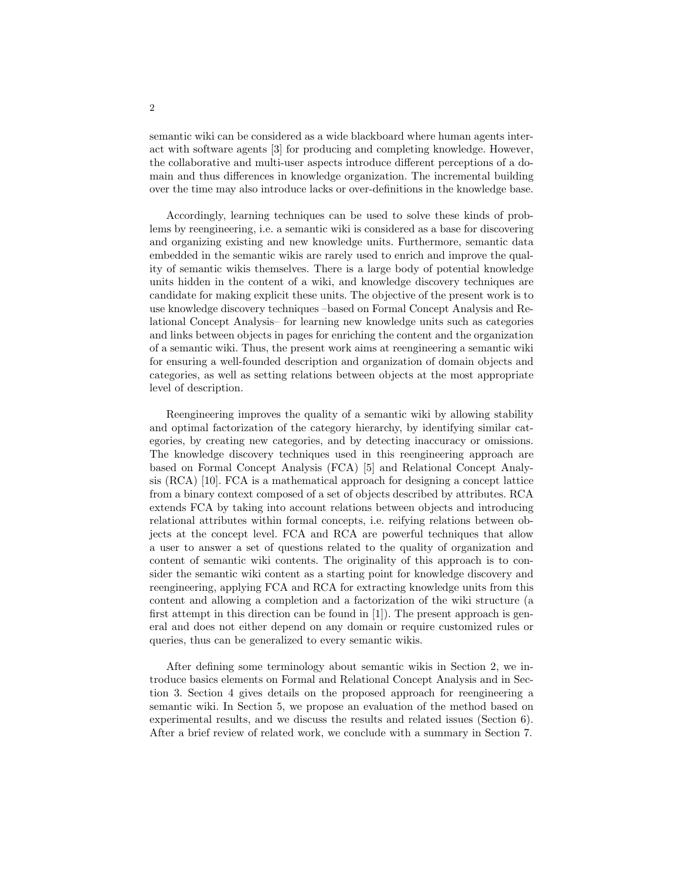semantic wiki can be considered as a wide blackboard where human agents interact with software agents [3] for producing and completing knowledge. However, the collaborative and multi-user aspects introduce different perceptions of a domain and thus differences in knowledge organization. The incremental building over the time may also introduce lacks or over-definitions in the knowledge base.

Accordingly, learning techniques can be used to solve these kinds of problems by reengineering, i.e. a semantic wiki is considered as a base for discovering and organizing existing and new knowledge units. Furthermore, semantic data embedded in the semantic wikis are rarely used to enrich and improve the quality of semantic wikis themselves. There is a large body of potential knowledge units hidden in the content of a wiki, and knowledge discovery techniques are candidate for making explicit these units. The objective of the present work is to use knowledge discovery techniques –based on Formal Concept Analysis and Relational Concept Analysis– for learning new knowledge units such as categories and links between objects in pages for enriching the content and the organization of a semantic wiki. Thus, the present work aims at reengineering a semantic wiki for ensuring a well-founded description and organization of domain objects and categories, as well as setting relations between objects at the most appropriate level of description.

Reengineering improves the quality of a semantic wiki by allowing stability and optimal factorization of the category hierarchy, by identifying similar categories, by creating new categories, and by detecting inaccuracy or omissions. The knowledge discovery techniques used in this reengineering approach are based on Formal Concept Analysis (FCA) [5] and Relational Concept Analysis (RCA) [10]. FCA is a mathematical approach for designing a concept lattice from a binary context composed of a set of objects described by attributes. RCA extends FCA by taking into account relations between objects and introducing relational attributes within formal concepts, i.e. reifying relations between objects at the concept level. FCA and RCA are powerful techniques that allow a user to answer a set of questions related to the quality of organization and content of semantic wiki contents. The originality of this approach is to consider the semantic wiki content as a starting point for knowledge discovery and reengineering, applying FCA and RCA for extracting knowledge units from this content and allowing a completion and a factorization of the wiki structure (a first attempt in this direction can be found in [1]). The present approach is general and does not either depend on any domain or require customized rules or queries, thus can be generalized to every semantic wikis.

After defining some terminology about semantic wikis in Section 2, we introduce basics elements on Formal and Relational Concept Analysis and in Section 3. Section 4 gives details on the proposed approach for reengineering a semantic wiki. In Section 5, we propose an evaluation of the method based on experimental results, and we discuss the results and related issues (Section 6). After a brief review of related work, we conclude with a summary in Section 7.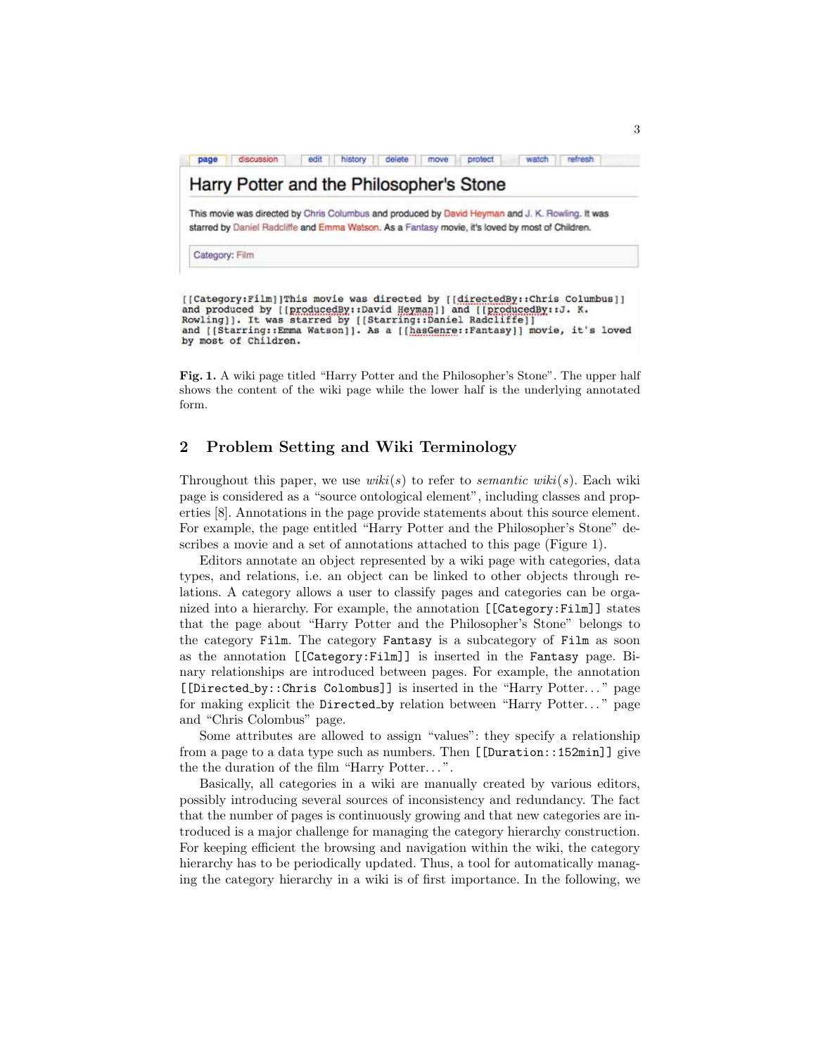page | discussion | edit | history | delete | move | protect | watch | refresh

Harry Potter and the Philosopher's Stone

This movie was directed by Chris Columbus and produced by David Heyman and J. K. Rowling. It was starred by Daniel Radcliffe and Emma Watson. As a Fantasy movie, it's loved by most of Children.

Category: Film

```
[[Category:Film]]This movie was directed by [[directedBy::Chris Columbus]]
and produced by [[producedBy::David Heyman]] and [[producedBy::J. K.
Rowling]]. It was starred by [[Starring::Daniel Radcliffe]]
and [[Starring::Emma Watson]]. As a [[hasGenre::Fantasy]] movie, it's loved
by most of Children.
```

**Fig. 1.** A wiki page titled "Harry Potter and the Philosopher's Stone". The upper half shows the content of the wiki page while the lower half is the underlying annotated form.

## 2 Problem Setting and Wiki Terminology

Throughout this paper, we use *wiki(s)* to refer to *semantic wiki(s)*. Each wiki page is considered as a "source ontological element", including classes and properties [8]. Annotations in the page provide statements about this source element. For example, the page entitled "Harry Potter and the Philosopher's Stone" describes a movie and a set of annotations attached to this page (Figure 1).

Editors annotate an object represented by a wiki page with categories, data types, and relations, i.e. an object can be linked to other objects through relations. A category allows a user to classify pages and categories can be organized into a hierarchy. For example, the annotation `[[Category:Film]]` states that the page about "Harry Potter and the Philosopher's Stone" belongs to the category `Film`. The category `Fantasy` is a subcategory of `Film` as soon as the annotation `[[Category:Film]]` is inserted in the `Fantasy` page. Binary relationships are introduced between pages. For example, the annotation `[[Directed_by::Chris Colombus]]` is inserted in the "Harry Potter..." page for making explicit the `Directed_by` relation between "Harry Potter..." page and "Chris Colombus" page.

Some attributes are allowed to assign "values": they specify a relationship from a page to a data type such as numbers. Then `[[Duration::152min]]` give the the duration of the film "Harry Potter...".

Basically, all categories in a wiki are manually created by various editors, possibly introducing several sources of inconsistency and redundancy. The fact that the number of pages is continuously growing and that new categories are introduced is a major challenge for managing the category hierarchy construction. For keeping efficient the browsing and navigation within the wiki, the category hierarchy has to be periodically updated. Thus, a tool for automatically managing the category hierarchy in a wiki is of first importance. In the following, we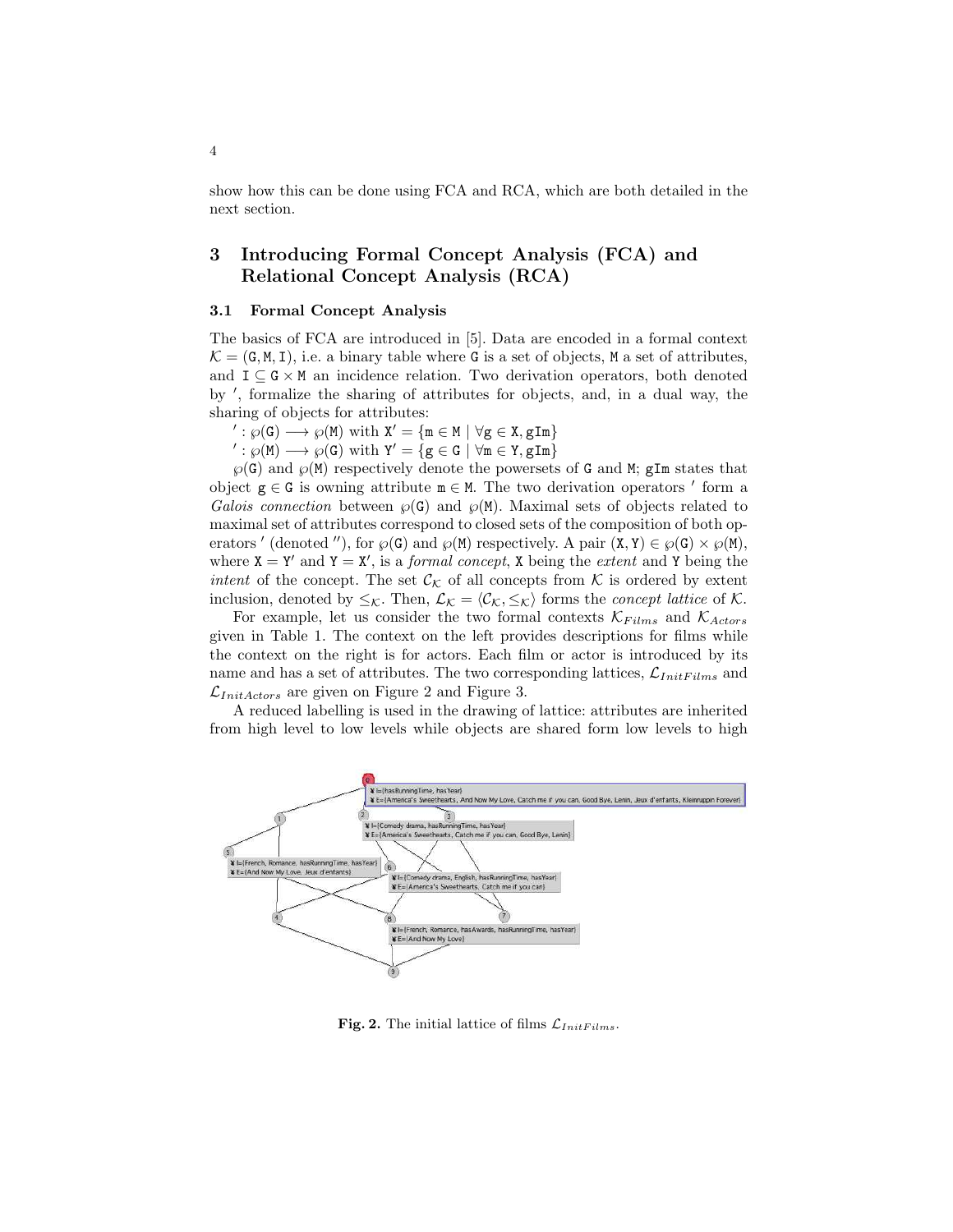show how this can be done using FCA and RCA, which are both detailed in the next section.

## 3 Introducing Formal Concept Analysis (FCA) and Relational Concept Analysis (RCA)

### 3.1 Formal Concept Analysis

The basics of FCA are introduced in [5]. Data are encoded in a formal context $\mathcal{K} = (\mathtt{G}, \mathtt{M}, \mathtt{I})$, i.e. a binary table where $\mathtt{G}$ is a set of objects, $\mathtt{M}$ a set of attributes, and $\mathtt{I} \subseteq \mathtt{G} \times \mathtt{M}$ an incidence relation. Two derivation operators, both denoted by $'$, formalize the sharing of attributes for objects, and, in a dual way, the sharing of objects for attributes:

$' : \wp(\mathtt{G}) \longrightarrow \wp(\mathtt{M})$ with $\mathtt{X}' = \{\mathtt{m} \in \mathtt{M} \mid \forall \mathtt{g} \in \mathtt{X}, \mathtt{gIm}\}$

$' : \wp(\mathtt{M}) \longrightarrow \wp(\mathtt{G})$ with $\mathtt{Y}' = \{\mathtt{g} \in \mathtt{G} \mid \forall \mathtt{m} \in \mathtt{Y}, \mathtt{gIm}\}$

$\wp(\mathtt{G})$ and $\wp(\mathtt{M})$ respectively denote the powersets of $\mathtt{G}$ and $\mathtt{M}$; $\mathtt{gIm}$ states that object $\mathtt{g} \in \mathtt{G}$ is owning attribute $\mathtt{m} \in \mathtt{M}$. The two derivation operators $'$ form a *Galois connection* between $\wp(\mathtt{G})$ and $\wp(\mathtt{M})$. Maximal sets of objects related to maximal set of attributes correspond to closed sets of the composition of both operators $'$ (denoted $''$), for $\wp(\mathtt{G})$ and $\wp(\mathtt{M})$ respectively. A pair $(\mathtt{X}, \mathtt{Y}) \in \wp(\mathtt{G}) \times \wp(\mathtt{M})$, where $\mathtt{X} = \mathtt{Y}'$ and $\mathtt{Y} = \mathtt{X}'$, is a *formal concept*, $\mathtt{X}$ being the *extent* and $\mathtt{Y}$ being the *intent* of the concept. The set $\mathcal{C}_{\mathcal{K}}$ of all concepts from $\mathcal{K}$ is ordered by extent inclusion, denoted by $\leq_{\mathcal{K}}$. Then, $\mathcal{L}_{\mathcal{K}} = \langle \mathcal{C}_{\mathcal{K}}, \leq_{\mathcal{K}} \rangle$ forms the *concept lattice* of $\mathcal{K}$.

For example, let us consider the two formal contexts $\mathcal{K}_{Films}$ and $\mathcal{K}_{Actors}$ given in Table 1. The context on the left provides descriptions for films while the context on the right is for actors. Each film or actor is introduced by its name and has a set of attributes. The two corresponding lattices, $\mathcal{L}_{InitFilms}$ and $\mathcal{L}_{InitActors}$ are given on Figure 2 and Figure 3.

A reduced labelling is used in the drawing of lattice: attributes are inherited from high level to low levels while objects are shared form low levels to high

**Fig. 2.** The initial lattice of films $\mathcal{L}_{InitFilms}$.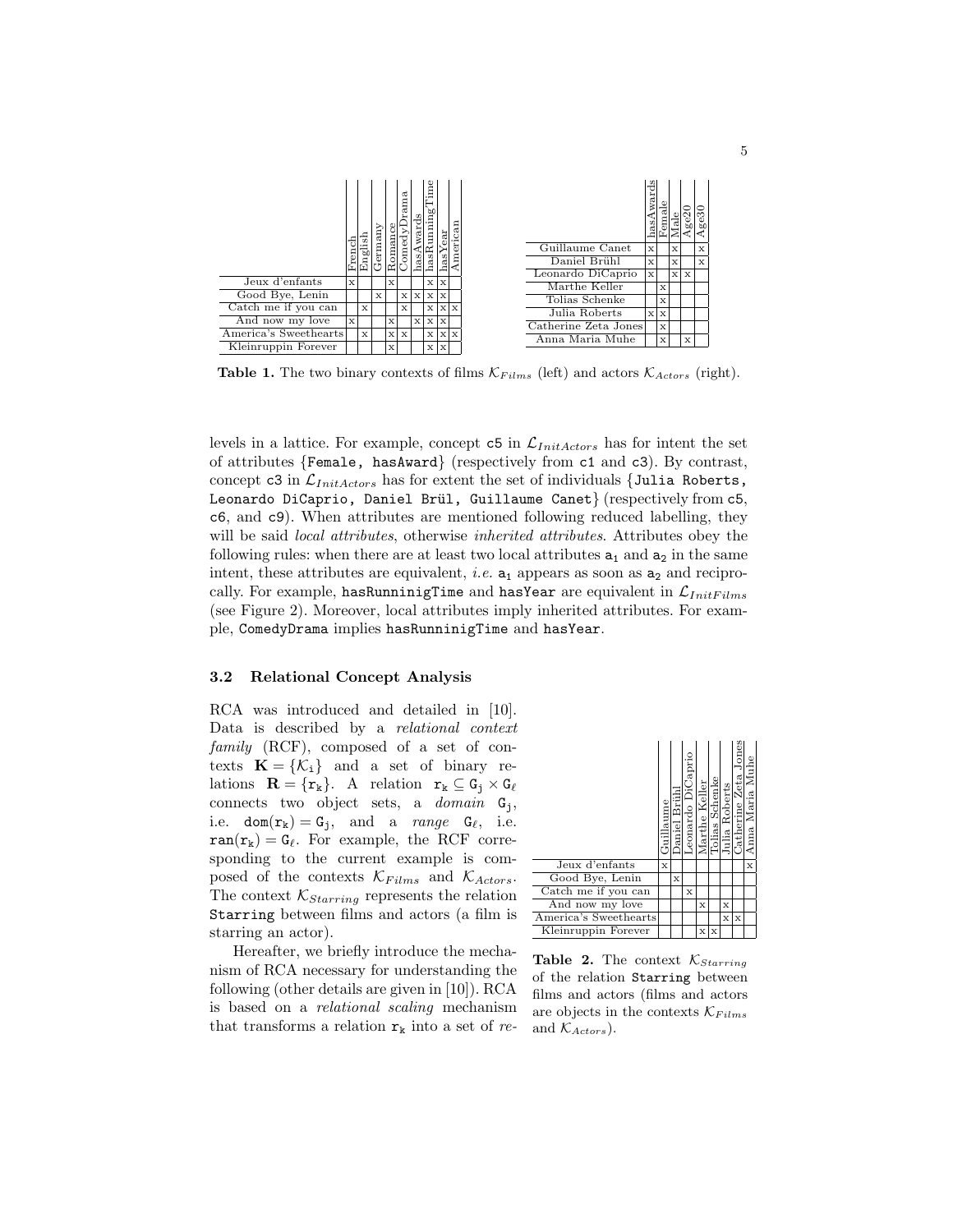| | French | English | Germany | Romance | ComedyDrama | hasAwards | hasRunningTime | hasYear | American |
|---|---|---|---|---|---|---|---|---|---|
| Jeux d'enfants | x | | | x | | | x | x | |
| Good Bye, Lenin | | | x | | x | x | x | x | |
| Catch me if you can | | x | | x | | | x | x | x |
| And now my love | x | | | x | | x | x | x | |
| America's Sweethearts | | x | | x | x | | x | x | x |
| Kleinruppin Forever | | | | x | | | x | x | |

| | hasAwards | Female | Male | Age20 | Age30 |
|---|---|---|---|---|---|
| Guillaume Canet | x | | x | | x |
| Daniel Brühl | x | | x | | x |
| Leonardo DiCaprio | x | | x | x | |
| Marthe Keller | | x | | | |
| Tolias Schenke | | x | | | |
| Julia Roberts | x | x | | | |
| Catherine Zeta Jones | | x | | | |
| Anna Maria Muhe | | x | | x | |

**Table 1.** The two binary contexts of films $\mathcal{K}_{Films}$ (left) and actors $\mathcal{K}_{Actors}$ (right).

levels in a lattice. For example, concept c5 in $\mathcal{L}_{InitActors}$ has for intent the set of attributes {Female, hasAward} (respectively from c1 and c3). By contrast, concept c3 in $\mathcal{L}_{InitActors}$ has for extent the set of individuals {Julia Roberts, Leonardo DiCaprio, Daniel Brül, Guillaume Canet} (respectively from c5, c6, and c9). When attributes are mentioned following reduced labelling, they will be said *local attributes*, otherwise *inherited attributes*. Attributes obey the following rules: when there are at least two local attributes $a_1$ and $a_2$ in the same intent, these attributes are equivalent, *i.e.* $a_1$ appears as soon as $a_2$ and reciprocally. For example, hasRunninigTime and hasYear are equivalent in $\mathcal{L}_{InitFilms}$ (see Figure 2). Moreover, local attributes imply inherited attributes. For example, ComedyDrama implies hasRunninigTime and hasYear.

### 3.2 Relational Concept Analysis

RCA was introduced and detailed in [10]. Data is described by a *relational context family* (RCF), composed of a set of contexts $\mathbf{K} = \{\mathcal{K}_i\}$ and a set of binary relations $\mathbf{R} = \{r_k\}$. A relation $r_k \subseteq G_j \times G_\ell$ connects two object sets, a *domain* $G_j$, i.e. $dom(r_k) = G_j$, and a *range* $G_\ell$, i.e. $ran(r_k) = G_\ell$. For example, the RCF corresponding to the current example is composed of the contexts $\mathcal{K}_{Films}$ and $\mathcal{K}_{Actors}$. The context $\mathcal{K}_{Starring}$ represents the relation Starring between films and actors (a film is starring an actor).

| | Guillaume | Daniel Brühl | Leonardo DiCaprio | Marthe Keller | Tolias Schenke | Julia Roberts | Catherine Zeta Jones | Anna Maria Muhe |
|---|---|---|---|---|---|---|---|---|
| Jeux d'enfants | x | | | | | | | x |
| Good Bye, Lenin | | x | | | | | | |
| Catch me if you can | | | x | | | | | |
| And now my love | | | | x | | x | | |
| America's Sweethearts | | | | | | x | x | |
| Kleinruppin Forever | | | | x | x | | | |

**Table 2.** The context $\mathcal{K}_{Starring}$ of the relation Starring between films and actors (films and actors are objects in the contexts $\mathcal{K}_{Films}$ and $\mathcal{K}_{Actors}$).

Hereafter, we briefly introduce the mechanism of RCA necessary for understanding the following (other details are given in [10]). RCA is based on a *relational scaling* mechanism that transforms a relation $r_k$ into a set of *re-*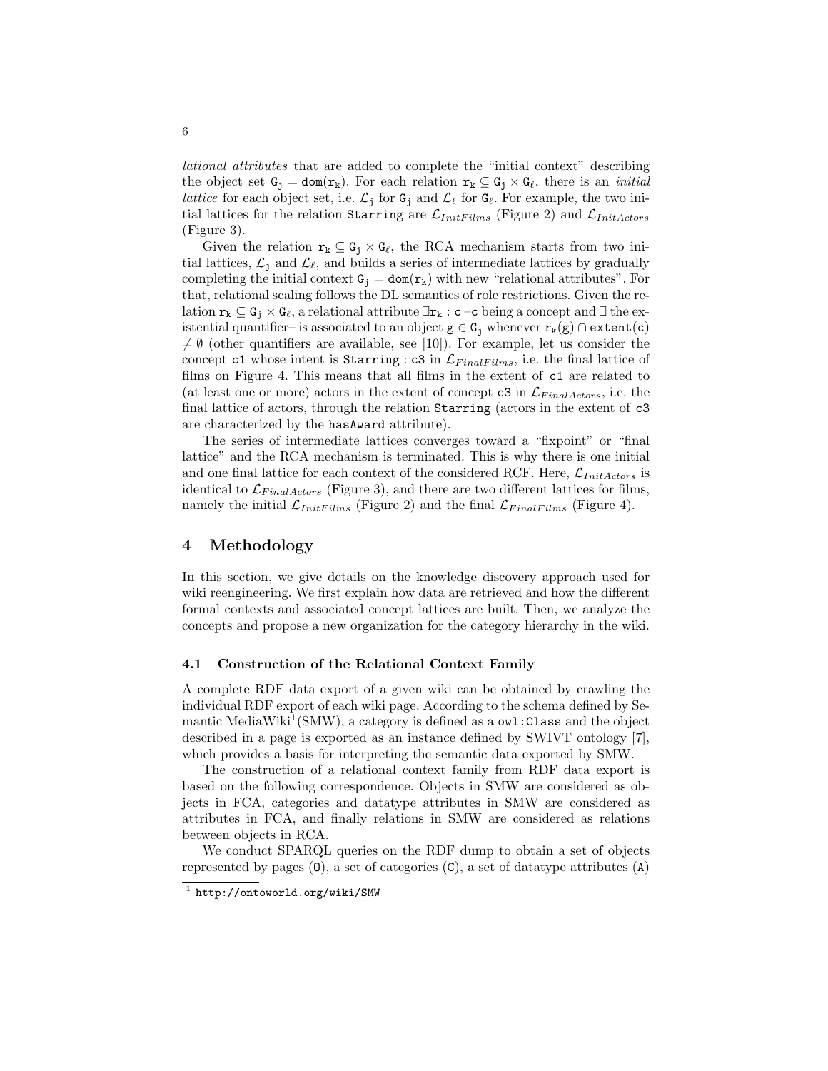*lational attributes* that are added to complete the "initial context" describing the object set $\mathtt{G_j} = \mathtt{dom}(\mathtt{r_k})$. For each relation $\mathtt{r_k} \subseteq \mathtt{G_j} \times \mathtt{G_\ell}$, there is an *initial lattice* for each object set, i.e. $\mathcal{L}_\mathtt{j}$ for $\mathtt{G_j}$ and $\mathcal{L}_\ell$ for $\mathtt{G_\ell}$. For example, the two initial lattices for the relation `Starring` are $\mathcal{L}_{InitFilms}$ (Figure 2) and $\mathcal{L}_{InitActors}$ (Figure 3).

Given the relation $\mathtt{r_k} \subseteq \mathtt{G_j} \times \mathtt{G_\ell}$, the RCA mechanism starts from two initial lattices, $\mathcal{L}_\mathtt{j}$ and $\mathcal{L}_\ell$, and builds a series of intermediate lattices by gradually completing the initial context $\mathtt{G_j} = \mathtt{dom}(\mathtt{r_k})$ with new "relational attributes". For that, relational scaling follows the DL semantics of role restrictions. Given the relation $\mathtt{r_k} \subseteq \mathtt{G_j} \times \mathtt{G_\ell}$, a relational attribute $\exists \mathtt{r_k} : \mathtt{c}$ –$\mathtt{c}$ being a concept and $\exists$ the existential quantifier– is associated to an object $\mathtt{g} \in \mathtt{G_j}$ whenever $\mathtt{r_k}(\mathtt{g}) \cap \mathtt{extent}(\mathtt{c}) \neq \emptyset$ (other quantifiers are available, see [10]). For example, let us consider the concept `c1` whose intent is `Starring : c3` in $\mathcal{L}_{FinalFilms}$, i.e. the final lattice of films on Figure 4. This means that all films in the extent of `c1` are related to (at least one or more) actors in the extent of concept `c3` in $\mathcal{L}_{FinalActors}$, i.e. the final lattice of actors, through the relation `Starring` (actors in the extent of `c3` are characterized by the `hasAward` attribute).

The series of intermediate lattices converges toward a "fixpoint" or "final lattice" and the RCA mechanism is terminated. This is why there is one initial and one final lattice for each context of the considered RCF. Here, $\mathcal{L}_{InitActors}$ is identical to $\mathcal{L}_{FinalActors}$ (Figure 3), and there are two different lattices for films, namely the initial $\mathcal{L}_{InitFilms}$ (Figure 2) and the final $\mathcal{L}_{FinalFilms}$ (Figure 4).

## 4 Methodology

In this section, we give details on the knowledge discovery approach used for wiki reengineering. We first explain how data are retrieved and how the different formal contexts and associated concept lattices are built. Then, we analyze the concepts and propose a new organization for the category hierarchy in the wiki.

### 4.1 Construction of the Relational Context Family

A complete RDF data export of a given wiki can be obtained by crawling the individual RDF export of each wiki page. According to the schema defined by Semantic MediaWiki[1](SMW), a category is defined as a `owl:Class` and the object described in a page is exported as an instance defined by SWIVT ontology [7], which provides a basis for interpreting the semantic data exported by SMW.

The construction of a relational context family from RDF data export is based on the following correspondence. Objects in SMW are considered as objects in FCA, categories and datatype attributes in SMW are considered as attributes in FCA, and finally relations in SMW are considered as relations between objects in RCA.

We conduct SPARQL queries on the RDF dump to obtain a set of objects represented by pages (`O`), a set of categories (`C`), a set of datatype attributes (`A`)

---

[1] `http://ontoworld.org/wiki/SMW`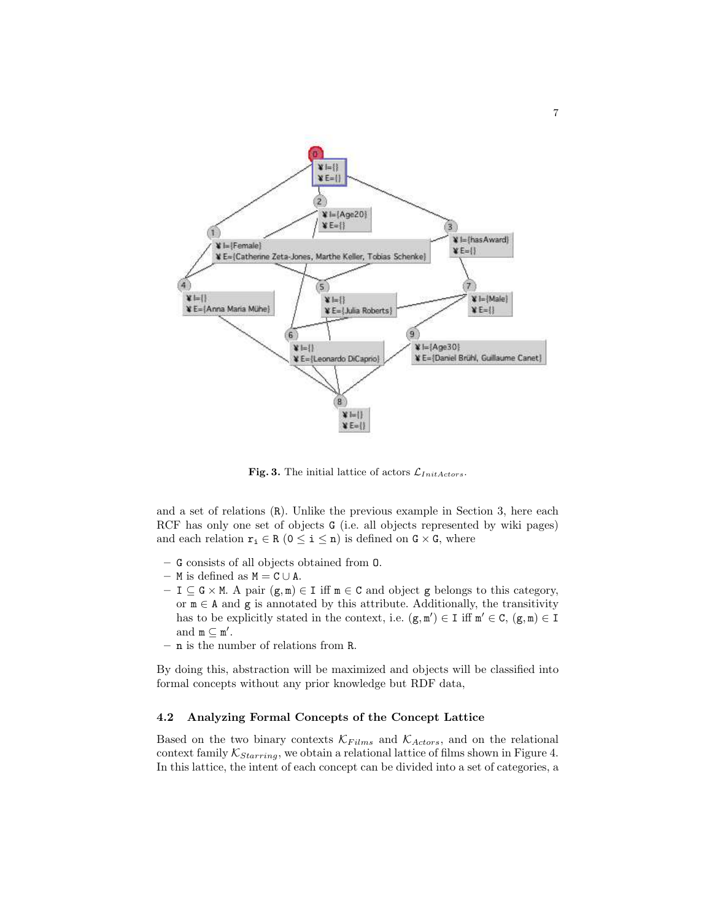Fig. 3. The initial lattice of actors $\mathcal{L}_{InitActors}$.

and a set of relations (R). Unlike the previous example in Section 3, here each RCF has only one set of objects G (i.e. all objects represented by wiki pages) and each relation $r_i \in R$ ($0 \leq i \leq n$) is defined on $G \times G$, where

- G consists of all objects obtained from O.
- M is defined as $M = C \cup A$.
- $I \subseteq G \times M$. A pair $(g, m) \in I$ iff $m \in C$ and object g belongs to this category, or $m \in A$ and g is annotated by this attribute. Additionally, the transitivity has to be explicitly stated in the context, i.e. $(g, m') \in I$ iff $m' \in C$, $(g, m) \in I$ and $m \subseteq m'$.
- n is the number of relations from R.

By doing this, abstraction will be maximized and objects will be classified into formal concepts without any prior knowledge but RDF data,

### 4.2 Analyzing Formal Concepts of the Concept Lattice

Based on the two binary contexts $\mathcal{K}_{Films}$ and $\mathcal{K}_{Actors}$, and on the relational context family $\mathcal{K}_{Starring}$, we obtain a relational lattice of films shown in Figure 4. In this lattice, the intent of each concept can be divided into a set of categories, a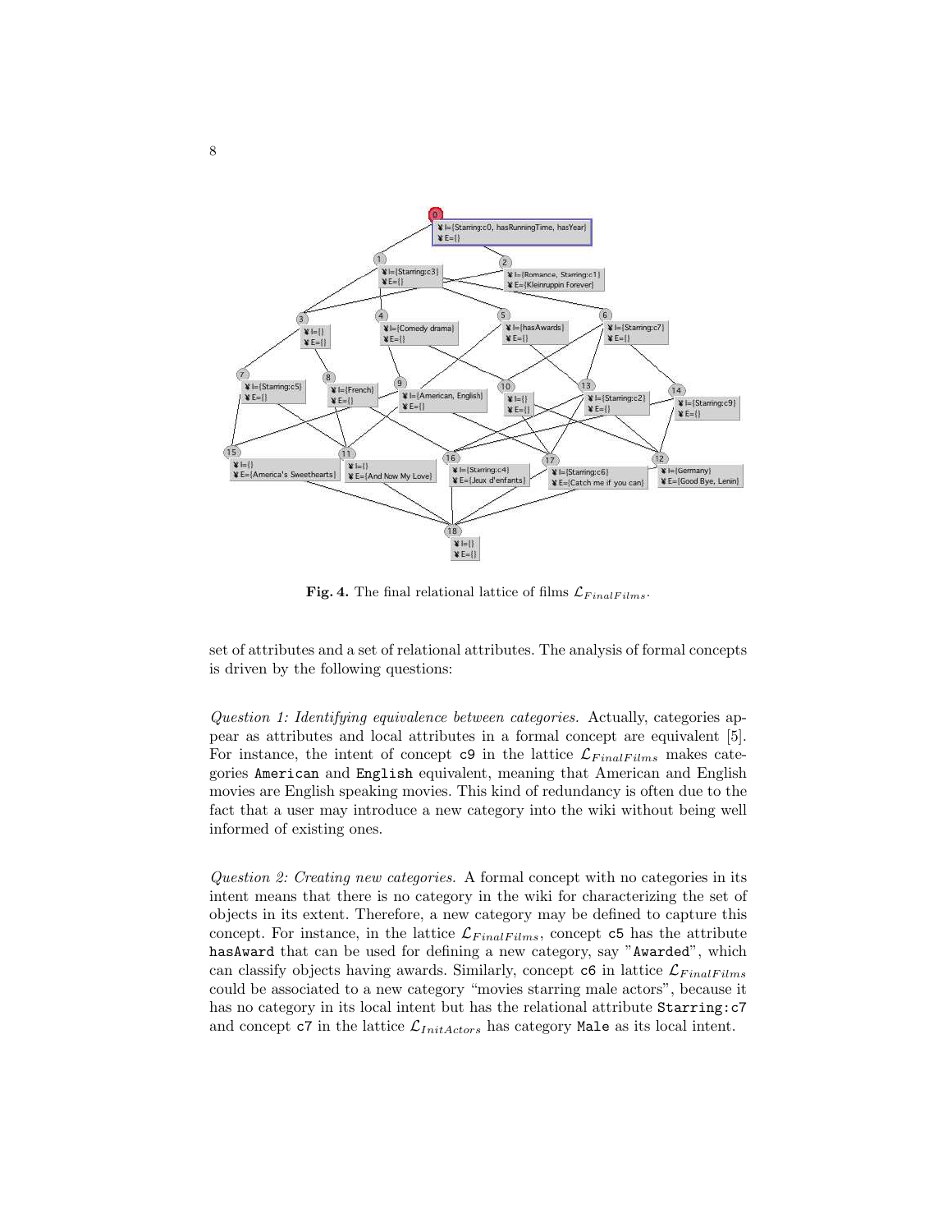**Fig. 4.** The final relational lattice of films $\mathcal{L}_{FinalFilms}$.

set of attributes and a set of relational attributes. The analysis of formal concepts is driven by the following questions:

*Question 1: Identifying equivalence between categories.* Actually, categories appear as attributes and local attributes in a formal concept are equivalent [5]. For instance, the intent of concept `c9` in the lattice $\mathcal{L}_{FinalFilms}$ makes categories `American` and `English` equivalent, meaning that American and English movies are English speaking movies. This kind of redundancy is often due to the fact that a user may introduce a new category into the wiki without being well informed of existing ones.

*Question 2: Creating new categories.* A formal concept with no categories in its intent means that there is no category in the wiki for characterizing the set of objects in its extent. Therefore, a new category may be defined to capture this concept. For instance, in the lattice $\mathcal{L}_{FinalFilms}$, concept `c5` has the attribute `hasAward` that can be used for defining a new category, say "`Awarded`", which can classify objects having awards. Similarly, concept `c6` in lattice $\mathcal{L}_{FinalFilms}$ could be associated to a new category "movies starring male actors", because it has no category in its local intent but has the relational attribute `Starring:c7` and concept `c7` in the lattice $\mathcal{L}_{InitActors}$ has category `Male` as its local intent.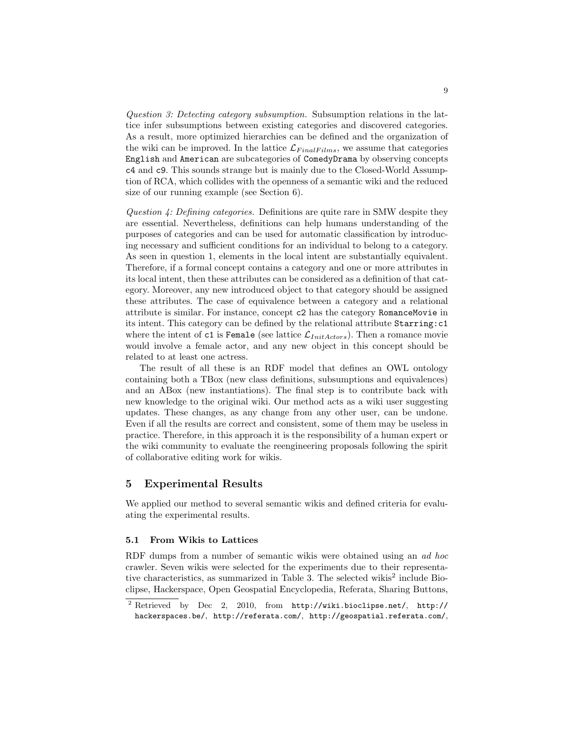*Question 3: Detecting category subsumption.* Subsumption relations in the lattice infer subsumptions between existing categories and discovered categories. As a result, more optimized hierarchies can be defined and the organization of the wiki can be improved. In the lattice $\mathcal{L}_{FinalFilms}$, we assume that categories `English` and `American` are subcategories of `ComedyDrama` by observing concepts `c4` and `c9`. This sounds strange but is mainly due to the Closed-World Assumption of RCA, which collides with the openness of a semantic wiki and the reduced size of our running example (see Section 6).

*Question 4: Defining categories.* Definitions are quite rare in SMW despite they are essential. Nevertheless, definitions can help humans understanding of the purposes of categories and can be used for automatic classification by introducing necessary and sufficient conditions for an individual to belong to a category. As seen in question 1, elements in the local intent are substantially equivalent. Therefore, if a formal concept contains a category and one or more attributes in its local intent, then these attributes can be considered as a definition of that category. Moreover, any new introduced object to that category should be assigned these attributes. The case of equivalence between a category and a relational attribute is similar. For instance, concept `c2` has the category `RomanceMovie` in its intent. This category can be defined by the relational attribute `Starring:c1` where the intent of `c1` is `Female` (see lattice $\mathcal{L}_{InitActors}$). Then a romance movie would involve a female actor, and any new object in this concept should be related to at least one actress.

The result of all these is an RDF model that defines an OWL ontology containing both a TBox (new class definitions, subsumptions and equivalences) and an ABox (new instantiations). The final step is to contribute back with new knowledge to the original wiki. Our method acts as a wiki user suggesting updates. These changes, as any change from any other user, can be undone. Even if all the results are correct and consistent, some of them may be useless in practice. Therefore, in this approach it is the responsibility of a human expert or the wiki community to evaluate the reengineering proposals following the spirit of collaborative editing work for wikis.

## 5 Experimental Results

We applied our method to several semantic wikis and defined criteria for evaluating the experimental results.

### 5.1 From Wikis to Lattices

RDF dumps from a number of semantic wikis were obtained using an *ad hoc* crawler. Seven wikis were selected for the experiments due to their representative characteristics, as summarized in Table 3. The selected wikis[2] include Bioclipse, Hackerspace, Open Geospatial Encyclopedia, Referata, Sharing Buttons,

[2] Retrieved by Dec 2, 2010, from `http://wiki.bioclipse.net/`, `http://hackerspaces.be/`, `http://referata.com/`, `http://geospatial.referata.com/`,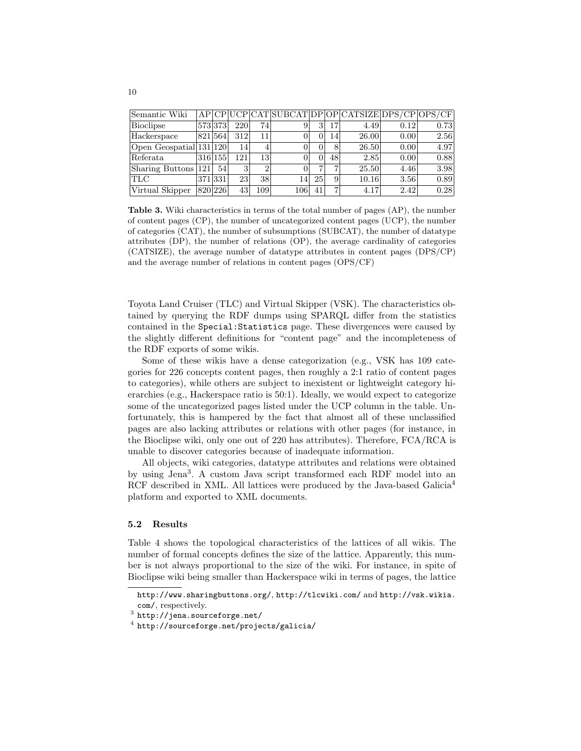| Semantic Wiki | AP | CP | UCP | CAT | SUBCAT | DP | OP | CATSIZE | DPS/CP | OPS/CF |
|---|---|---|---|---|---|---|---|---|---|---|
| Bioclipse | 573 | 373 | 220 | 74 | 9 | 3 | 17 | 4.49 | 0.12 | 0.73 |
| Hackerspace | 821 | 564 | 312 | 11 | 0 | 0 | 14 | 26.00 | 0.00 | 2.56 |
| Open Geospatial | 131 | 120 | 14 | 4 | 0 | 0 | 8 | 26.50 | 0.00 | 4.97 |
| Referata | 316 | 155 | 121 | 13 | 0 | 0 | 48 | 2.85 | 0.00 | 0.88 |
| Sharing Buttons | 121 | 54 | 3 | 2 | 0 | 7 | 7 | 25.50 | 4.46 | 3.98 |
| TLC | 371 | 331 | 23 | 38 | 14 | 25 | 9 | 10.16 | 3.56 | 0.89 |
| Virtual Skipper | 820 | 226 | 43 | 109 | 106 | 41 | 7 | 4.17 | 2.42 | 0.28 |

**Table 3.** Wiki characteristics in terms of the total number of pages (AP), the number of content pages (CP), the number of uncategorized content pages (UCP), the number of categories (CAT), the number of subsumptions (SUBCAT), the number of datatype attributes (DP), the number of relations (OP), the average cardinality of categories (CATSIZE), the average number of datatype attributes in content pages (DPS/CP) and the average number of relations in content pages (OPS/CF)

Toyota Land Cruiser (TLC) and Virtual Skipper (VSK). The characteristics obtained by querying the RDF dumps using SPARQL differ from the statistics contained in the `Special:Statistics` page. These divergences were caused by the slightly different definitions for "content page" and the incompleteness of the RDF exports of some wikis.

Some of these wikis have a dense categorization (e.g., VSK has 109 categories for 226 concepts content pages, then roughly a 2:1 ratio of content pages to categories), while others are subject to inexistent or lightweight category hierarchies (e.g., Hackerspace ratio is 50:1). Ideally, we would expect to categorize some of the uncategorized pages listed under the UCP column in the table. Unfortunately, this is hampered by the fact that almost all of these unclassified pages are also lacking attributes or relations with other pages (for instance, in the Bioclipse wiki, only one out of 220 has attributes). Therefore, FCA/RCA is unable to discover categories because of inadequate information.

All objects, wiki categories, datatype attributes and relations were obtained by using Jena[3]. A custom Java script transformed each RDF model into an RCF described in XML. All lattices were produced by the Java-based Galicia[4] platform and exported to XML documents.

### 5.2 Results

Table 4 shows the topological characteristics of the lattices of all wikis. The number of formal concepts defines the size of the lattice. Apparently, this number is not always proportional to the size of the wiki. For instance, in spite of Bioclipse wiki being smaller than Hackerspace wiki in terms of pages, the lattice

http://www.sharingbuttons.org/, http://tlcwiki.com/ and http://vsk.wikia.com/, respectively.

[3] http://jena.sourceforge.net/

[4] http://sourceforge.net/projects/galicia/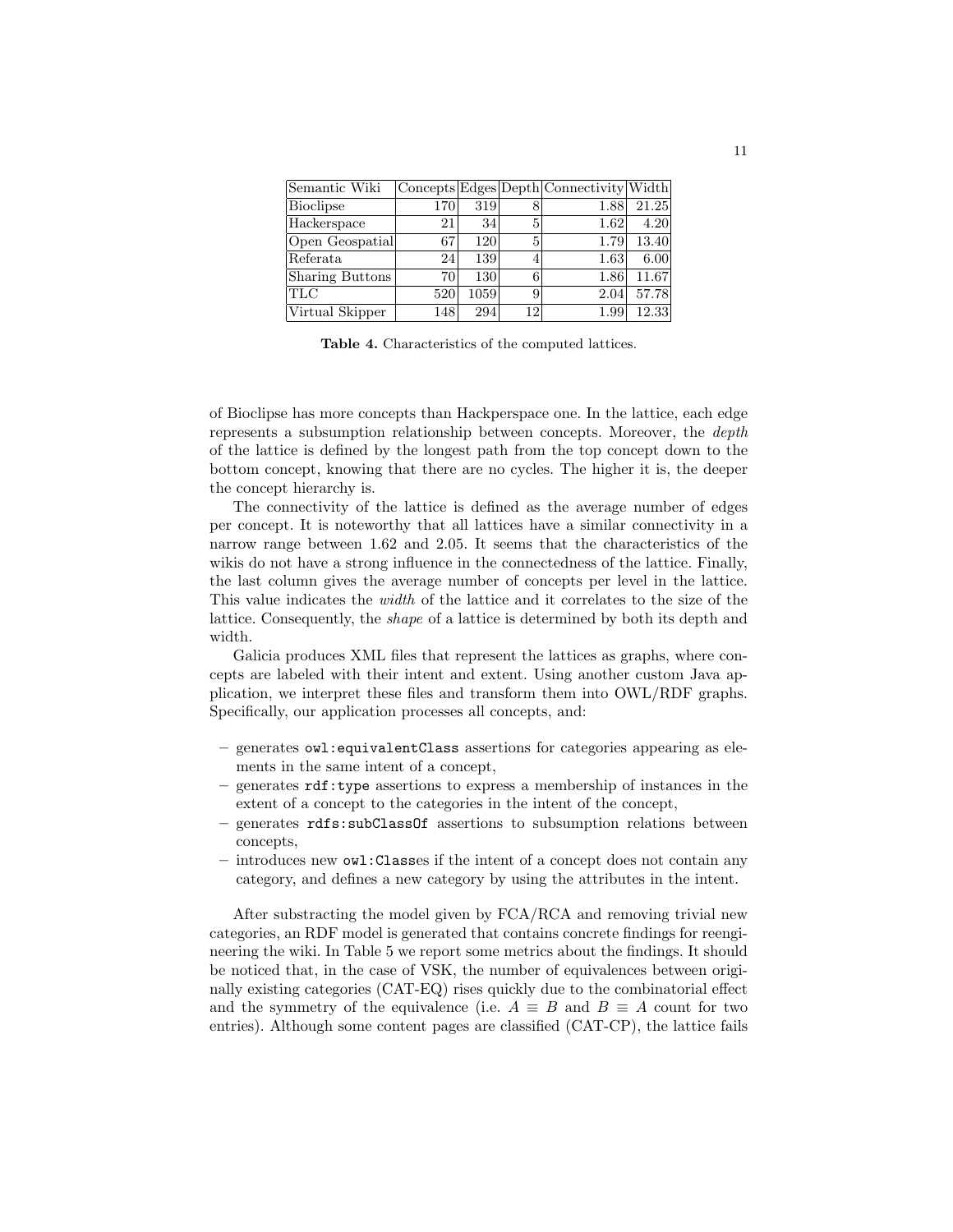| Semantic Wiki | Concepts | Edges | Depth | Connectivity | Width |
|---|---|---|---|---|---|
| Bioclipse | 170 | 319 | 8 | 1.88 | 21.25 |
| Hackerspace | 21 | 34 | 5 | 1.62 | 4.20 |
| Open Geospatial | 67 | 120 | 5 | 1.79 | 13.40 |
| Referata | 24 | 139 | 4 | 1.63 | 6.00 |
| Sharing Buttons | 70 | 130 | 6 | 1.86 | 11.67 |
| TLC | 520 | 1059 | 9 | 2.04 | 57.78 |
| Virtual Skipper | 148 | 294 | 12 | 1.99 | 12.33 |

**Table 4.** Characteristics of the computed lattices.

of Bioclipse has more concepts than Hackperspace one. In the lattice, each edge represents a subsumption relationship between concepts. Moreover, the *depth* of the lattice is defined by the longest path from the top concept down to the bottom concept, knowing that there are no cycles. The higher it is, the deeper the concept hierarchy is.

The connectivity of the lattice is defined as the average number of edges per concept. It is noteworthy that all lattices have a similar connectivity in a narrow range between 1.62 and 2.05. It seems that the characteristics of the wikis do not have a strong influence in the connectedness of the lattice. Finally, the last column gives the average number of concepts per level in the lattice. This value indicates the *width* of the lattice and it correlates to the size of the lattice. Consequently, the *shape* of a lattice is determined by both its depth and width.

Galicia produces XML files that represent the lattices as graphs, where concepts are labeled with their intent and extent. Using another custom Java application, we interpret these files and transform them into OWL/RDF graphs. Specifically, our application processes all concepts, and:

- generates `owl:equivalentClass` assertions for categories appearing as elements in the same intent of a concept,
- generates `rdf:type` assertions to express a membership of instances in the extent of a concept to the categories in the intent of the concept,
- generates `rdfs:subClassOf` assertions to subsumption relations between concepts,
- introduces new `owl:Class`es if the intent of a concept does not contain any category, and defines a new category by using the attributes in the intent.

After substracting the model given by FCA/RCA and removing trivial new categories, an RDF model is generated that contains concrete findings for reengineering the wiki. In Table 5 we report some metrics about the findings. It should be noticed that, in the case of VSK, the number of equivalences between originally existing categories (CAT-EQ) rises quickly due to the combinatorial effect and the symmetry of the equivalence (i.e. $A \equiv B$ and $B \equiv A$ count for two entries). Although some content pages are classified (CAT-CP), the lattice fails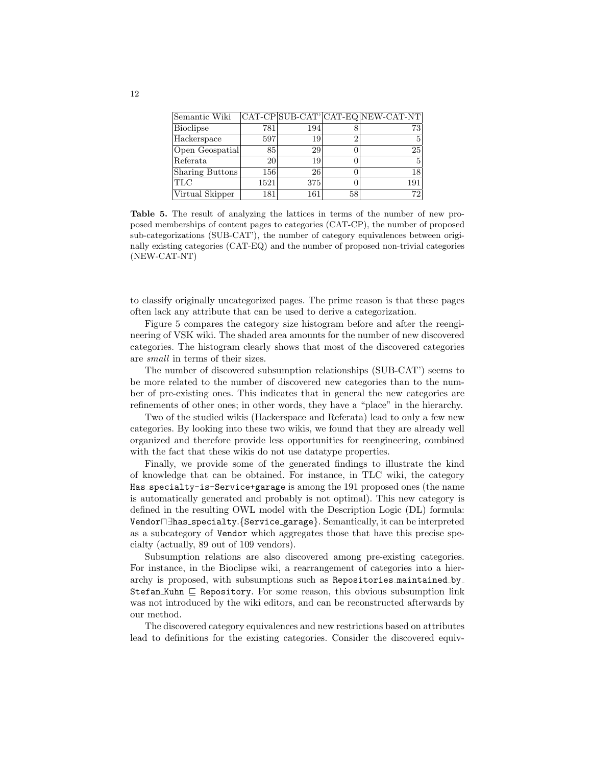| Semantic Wiki | CAT-CP | SUB-CAT' | CAT-EQ | NEW-CAT-NT |
|---|---|---|---|---|
| Bioclipse | 781 | 194 | 8 | 73 |
| Hackerspace | 597 | 19 | 2 | 5 |
| Open Geospatial | 85 | 29 | 0 | 25 |
| Referata | 20 | 19 | 0 | 5 |
| Sharing Buttons | 156 | 26 | 0 | 18 |
| TLC | 1521 | 375 | 0 | 191 |
| Virtual Skipper | 181 | 161 | 58 | 72 |

**Table 5.** The result of analyzing the lattices in terms of the number of new proposed memberships of content pages to categories (CAT-CP), the number of proposed sub-categorizations (SUB-CAT'), the number of category equivalences between originally existing categories (CAT-EQ) and the number of proposed non-trivial categories (NEW-CAT-NT)

to classify originally uncategorized pages. The prime reason is that these pages often lack any attribute that can be used to derive a categorization.

Figure 5 compares the category size histogram before and after the reengineering of VSK wiki. The shaded area amounts for the number of new discovered categories. The histogram clearly shows that most of the discovered categories are *small* in terms of their sizes.

The number of discovered subsumption relationships (SUB-CAT') seems to be more related to the number of discovered new categories than to the number of pre-existing ones. This indicates that in general the new categories are refinements of other ones; in other words, they have a "place" in the hierarchy.

Two of the studied wikis (Hackerspace and Referata) lead to only a few new categories. By looking into these two wikis, we found that they are already well organized and therefore provide less opportunities for reengineering, combined with the fact that these wikis do not use datatype properties.

Finally, we provide some of the generated findings to illustrate the kind of knowledge that can be obtained. For instance, in TLC wiki, the category `Has_specialty-is-Service+garage` is among the 191 proposed ones (the name is automatically generated and probably is not optimal). This new category is defined in the resulting OWL model with the Description Logic (DL) formula: $\texttt{Vendor} \sqcap \exists \texttt{has\_specialty}.\{\texttt{Service\_garage}\}$. Semantically, it can be interpreted as a subcategory of `Vendor` which aggregates those that have this precise specialty (actually, 89 out of 109 vendors).

Subsumption relations are also discovered among pre-existing categories. For instance, in the Bioclipse wiki, a rearrangement of categories into a hierarchy is proposed, with subsumptions such as $\texttt{Repositories\_maintained\_by\_Stefan\_Kuhn} \sqsubseteq \texttt{Repository}$. For some reason, this obvious subsumption link was not introduced by the wiki editors, and can be reconstructed afterwards by our method.

The discovered category equivalences and new restrictions based on attributes lead to definitions for the existing categories. Consider the discovered equiv-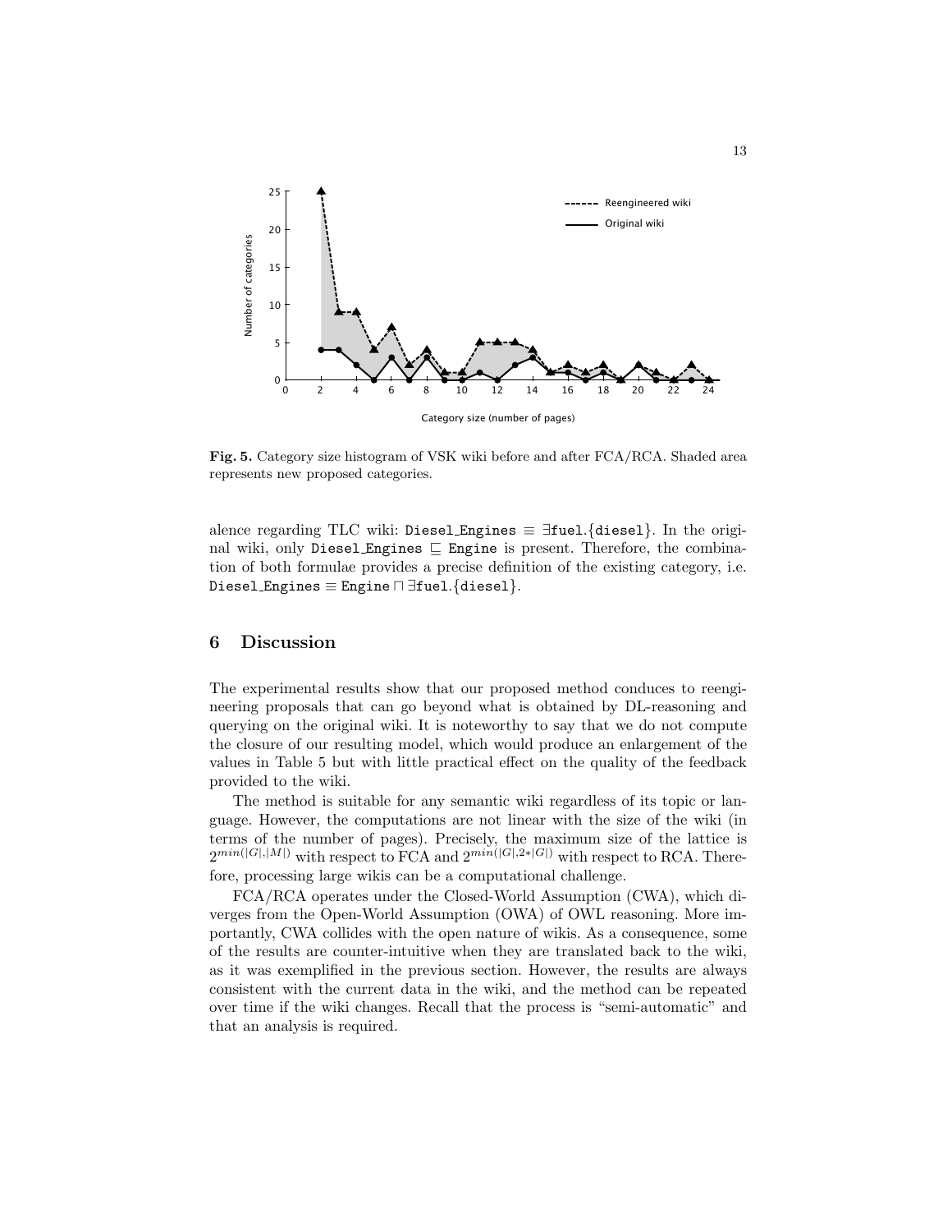**Fig. 5.** Category size histogram of VSK wiki before and after FCA/RCA. Shaded area represents new proposed categories.

alence regarding TLC wiki: `Diesel_Engines` $\equiv \exists$`fuel`.{`diesel`}. In the original wiki, only `Diesel_Engines` $\sqsubseteq$ `Engine` is present. Therefore, the combination of both formulae provides a precise definition of the existing category, i.e. `Diesel_Engines` $\equiv$ `Engine` $\sqcap \exists$`fuel`.{`diesel`}.

## 6 Discussion

The experimental results show that our proposed method conduces to reengineering proposals that can go beyond what is obtained by DL-reasoning and querying on the original wiki. It is noteworthy to say that we do not compute the closure of our resulting model, which would produce an enlargement of the values in Table 5 but with little practical effect on the quality of the feedback provided to the wiki.

The method is suitable for any semantic wiki regardless of its topic or language. However, the computations are not linear with the size of the wiki (in terms of the number of pages). Precisely, the maximum size of the lattice is $2^{min(|G|,|M|)}$ with respect to FCA and $2^{min(|G|,2*|G|)}$ with respect to RCA. Therefore, processing large wikis can be a computational challenge.

FCA/RCA operates under the Closed-World Assumption (CWA), which diverges from the Open-World Assumption (OWA) of OWL reasoning. More importantly, CWA collides with the open nature of wikis. As a consequence, some of the results are counter-intuitive when they are translated back to the wiki, as it was exemplified in the previous section. However, the results are always consistent with the current data in the wiki, and the method can be repeated over time if the wiki changes. Recall that the process is "semi-automatic" and that an analysis is required.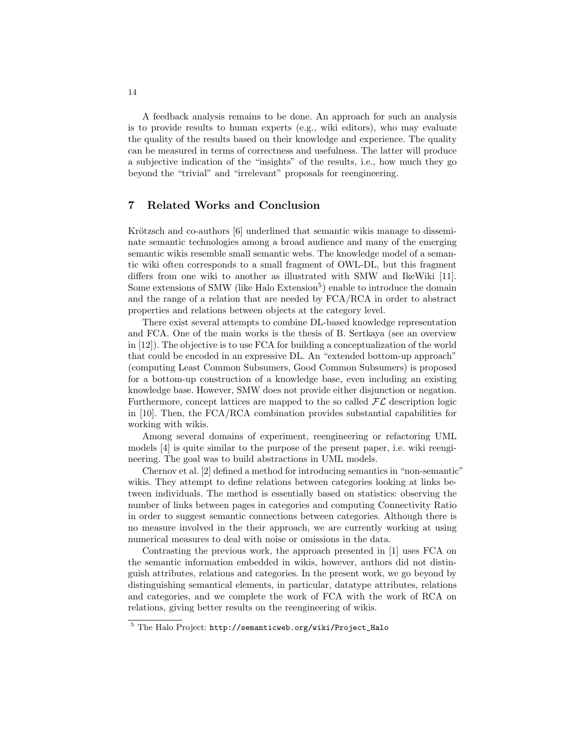A feedback analysis remains to be done. An approach for such an analysis is to provide results to human experts (e.g., wiki editors), who may evaluate the quality of the results based on their knowledge and experience. The quality can be measured in terms of correctness and usefulness. The latter will produce a subjective indication of the "insights" of the results, i.e., how much they go beyond the "trivial" and "irrelevant" proposals for reengineering.

## 7 Related Works and Conclusion

Krötzsch and co-authors [6] underlined that semantic wikis manage to disseminate semantic technologies among a broad audience and many of the emerging semantic wikis resemble small semantic webs. The knowledge model of a semantic wiki often corresponds to a small fragment of OWL-DL, but this fragment differs from one wiki to another as illustrated with SMW and IkeWiki [11]. Some extensions of SMW (like Halo Extension[5]) enable to introduce the domain and the range of a relation that are needed by FCA/RCA in order to abstract properties and relations between objects at the category level.

There exist several attempts to combine DL-based knowledge representation and FCA. One of the main works is the thesis of B. Sertkaya (see an overview in [12]). The objective is to use FCA for building a conceptualization of the world that could be encoded in an expressive DL. An "extended bottom-up approach" (computing Least Common Subsumers, Good Common Subsumers) is proposed for a bottom-up construction of a knowledge base, even including an existing knowledge base. However, SMW does not provide either disjunction or negation. Furthermore, concept lattices are mapped to the so called $\mathcal{FL}$ description logic in [10]. Then, the FCA/RCA combination provides substantial capabilities for working with wikis.

Among several domains of experiment, reengineering or refactoring UML models [4] is quite similar to the purpose of the present paper, i.e. wiki reengineering. The goal was to build abstractions in UML models.

Chernov et al. [2] defined a method for introducing semantics in "non-semantic" wikis. They attempt to define relations between categories looking at links between individuals. The method is essentially based on statistics: observing the number of links between pages in categories and computing Connectivity Ratio in order to suggest semantic connections between categories. Although there is no measure involved in the their approach, we are currently working at using numerical measures to deal with noise or omissions in the data.

Contrasting the previous work, the approach presented in [1] uses FCA on the semantic information embedded in wikis, however, authors did not distinguish attributes, relations and categories. In the present work, we go beyond by distinguishing semantical elements, in particular, datatype attributes, relations and categories, and we complete the work of FCA with the work of RCA on relations, giving better results on the reengineering of wikis.

[5] The Halo Project: http://semanticweb.org/wiki/Project_Halo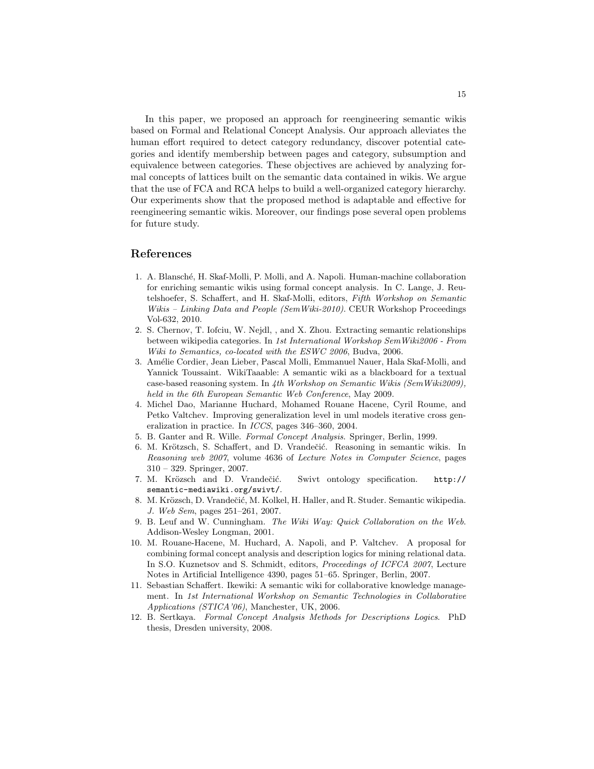In this paper, we proposed an approach for reengineering semantic wikis based on Formal and Relational Concept Analysis. Our approach alleviates the human effort required to detect category redundancy, discover potential categories and identify membership between pages and category, subsumption and equivalence between categories. These objectives are achieved by analyzing formal concepts of lattices built on the semantic data contained in wikis. We argue that the use of FCA and RCA helps to build a well-organized category hierarchy. Our experiments show that the proposed method is adaptable and effective for reengineering semantic wikis. Moreover, our findings pose several open problems for future study.

## References

1. A. Blansché, H. Skaf-Molli, P. Molli, and A. Napoli. Human-machine collaboration for enriching semantic wikis using formal concept analysis. In C. Lange, J. Reutelshoefer, S. Schaffert, and H. Skaf-Molli, editors, *Fifth Workshop on Semantic Wikis – Linking Data and People (SemWiki-2010)*. CEUR Workshop Proceedings Vol-632, 2010.
2. S. Chernov, T. Iofciu, W. Nejdl, , and X. Zhou. Extracting semantic relationships between wikipedia categories. In *1st International Workshop SemWiki2006 - From Wiki to Semantics, co-located with the ESWC 2006*, Budva, 2006.
3. Amélie Cordier, Jean Lieber, Pascal Molli, Emmanuel Nauer, Hala Skaf-Molli, and Yannick Toussaint. WikiTaaable: A semantic wiki as a blackboard for a textual case-based reasoning system. In *4th Workshop on Semantic Wikis (SemWiki2009), held in the 6th European Semantic Web Conference*, May 2009.
4. Michel Dao, Marianne Huchard, Mohamed Rouane Hacene, Cyril Roume, and Petko Valtchev. Improving generalization level in uml models iterative cross generalization in practice. In *ICCS*, pages 346–360, 2004.
5. B. Ganter and R. Wille. *Formal Concept Analysis*. Springer, Berlin, 1999.
6. M. Krötzsch, S. Schaffert, and D. Vrandečić. Reasoning in semantic wikis. In *Reasoning web 2007*, volume 4636 of *Lecture Notes in Computer Science*, pages 310 – 329. Springer, 2007.
7. M. Krözsch and D. Vrandečić. Swivt ontology specification. `http://semantic-mediawiki.org/swivt/`.
8. M. Krözsch, D. Vrandečić, M. Kolkel, H. Haller, and R. Studer. Semantic wikipedia. *J. Web Sem*, pages 251–261, 2007.
9. B. Leuf and W. Cunningham. *The Wiki Way: Quick Collaboration on the Web*. Addison-Wesley Longman, 2001.
10. M. Rouane-Hacene, M. Huchard, A. Napoli, and P. Valtchev. A proposal for combining formal concept analysis and description logics for mining relational data. In S.O. Kuznetsov and S. Schmidt, editors, *Proceedings of ICFCA 2007*, Lecture Notes in Artificial Intelligence 4390, pages 51–65. Springer, Berlin, 2007.
11. Sebastian Schaffert. Ikewiki: A semantic wiki for collaborative knowledge management. In *1st International Workshop on Semantic Technologies in Collaborative Applications (STICA'06)*, Manchester, UK, 2006.
12. B. Sertkaya. *Formal Concept Analysis Methods for Descriptions Logics*. PhD thesis, Dresden university, 2008.